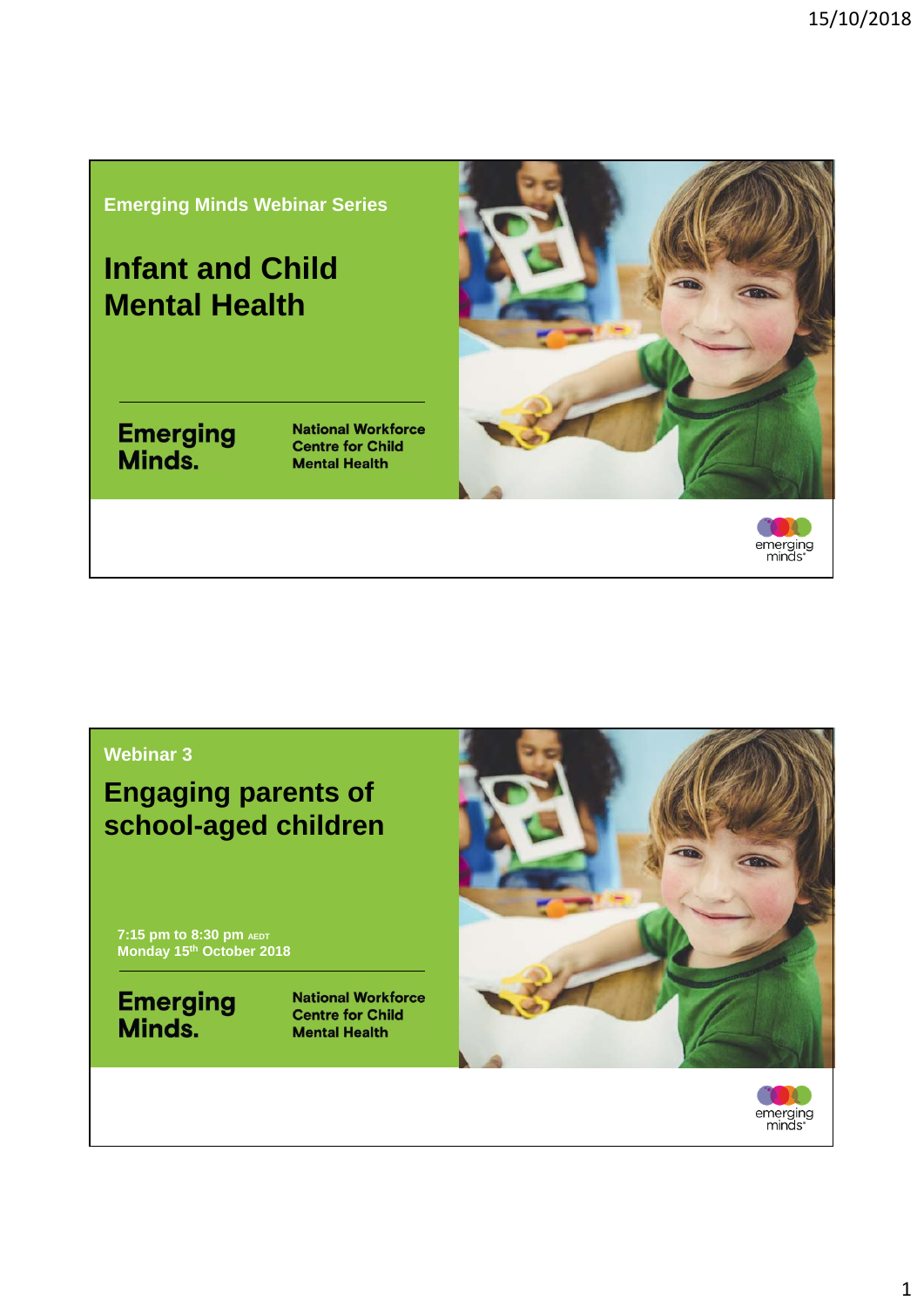Emerging Minds Webinar Series

# Infant and Child Mental Health

Emerging Minds.

National Workforce Centre for Child Mental Health

emerging minds

Webinar 3

# Engaging parents of school-aged children

7:15 pm to 8:30 pm AEDT
Monday 15th October 2018

Emerging Minds.

National Workforce Centre for Child Mental Health

emerging minds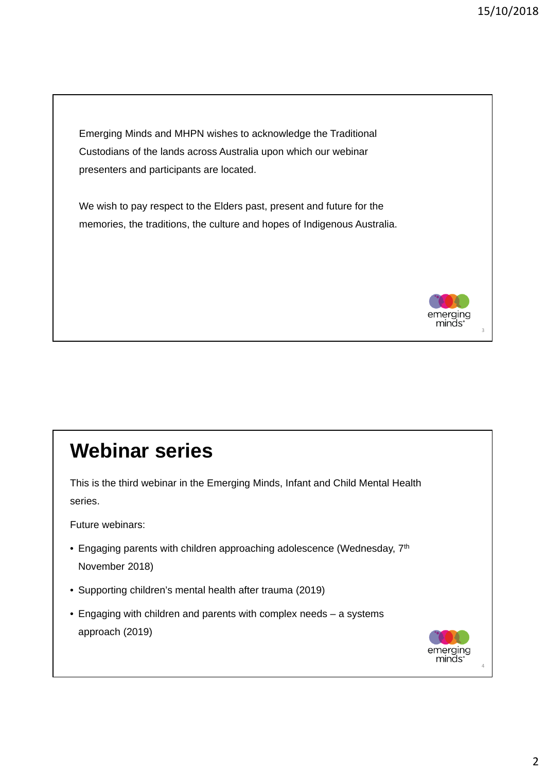Emerging Minds and MHPN wishes to acknowledge the Traditional Custodians of the lands across Australia upon which our webinar presenters and participants are located.

We wish to pay respect to the Elders past, present and future for the memories, the traditions, the culture and hopes of Indigenous Australia.

# Webinar series

This is the third webinar in the Emerging Minds, Infant and Child Mental Health series.

Future webinars:

- Engaging parents with children approaching adolescence (Wednesday, 7th November 2018)
- Supporting children's mental health after trauma (2019)
- Engaging with children and parents with complex needs – a systems approach (2019)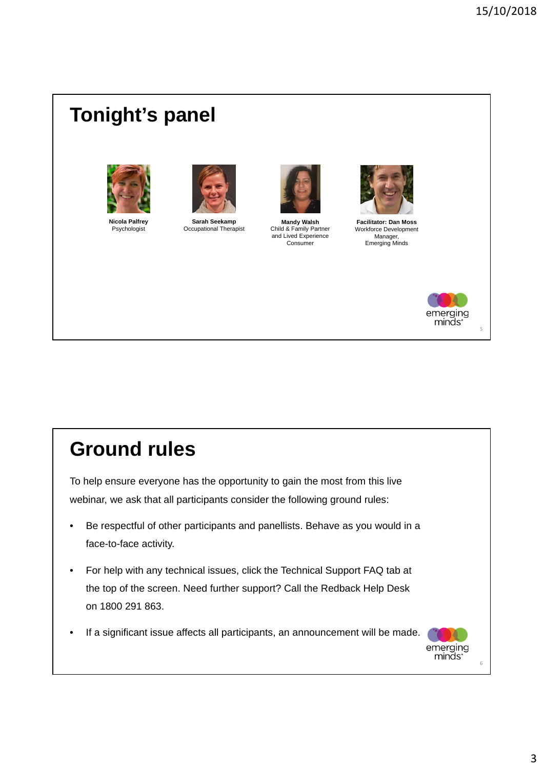# Tonight's panel

**Nicola Palfrey**
Psychologist

**Sarah Seekamp**
Occupational Therapist

**Mandy Walsh**
Child & Family Partner and Lived Experience Consumer

**Facilitator: Dan Moss**
Workforce Development Manager, Emerging Minds

# Ground rules

To help ensure everyone has the opportunity to gain the most from this live webinar, we ask that all participants consider the following ground rules:

- Be respectful of other participants and panellists. Behave as you would in a face-to-face activity.
- For help with any technical issues, click the Technical Support FAQ tab at the top of the screen. Need further support? Call the Redback Help Desk on 1800 291 863.
- If a significant issue affects all participants, an announcement will be made.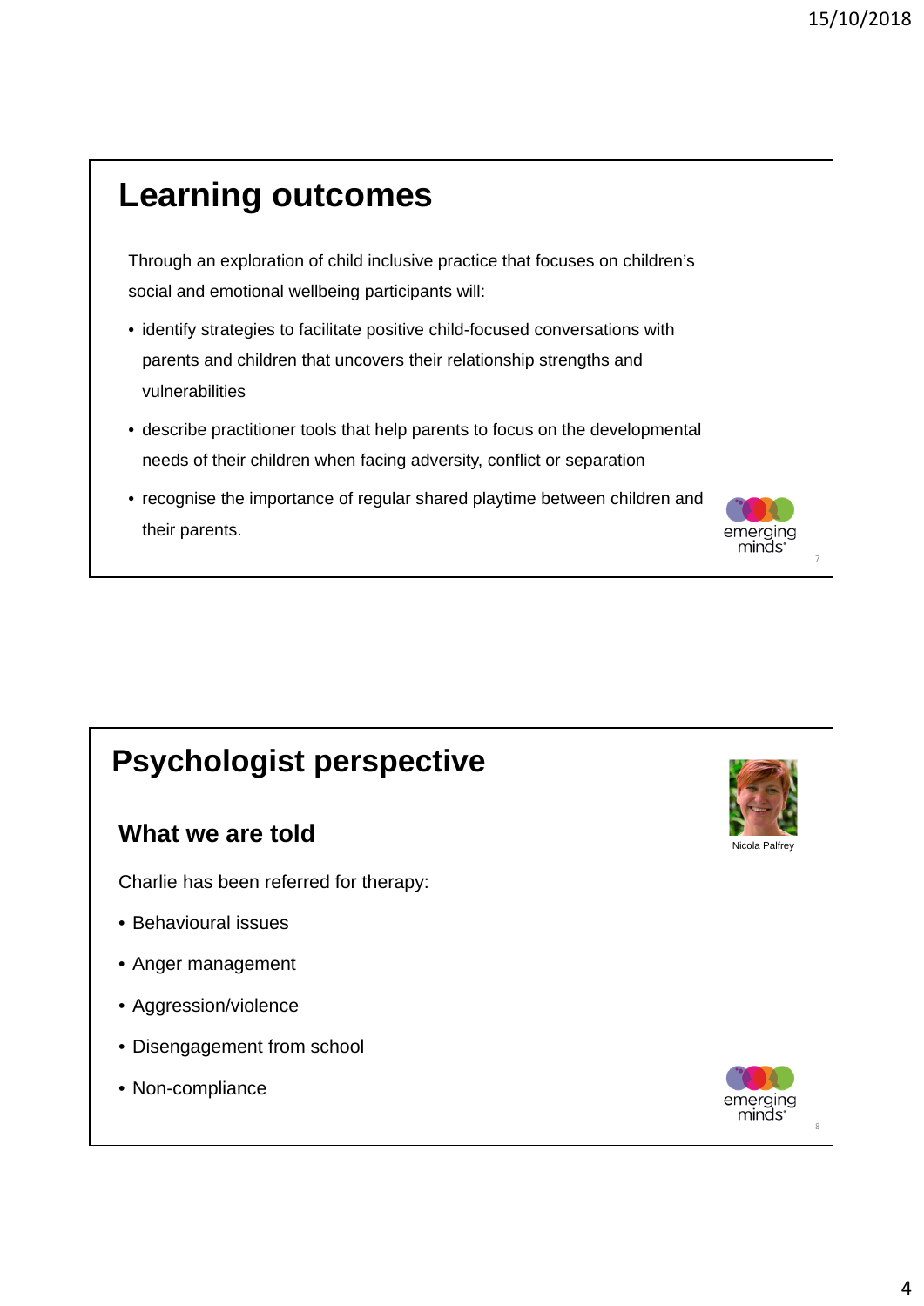# Learning outcomes

Through an exploration of child inclusive practice that focuses on children's social and emotional wellbeing participants will:

- identify strategies to facilitate positive child-focused conversations with parents and children that uncovers their relationship strengths and vulnerabilities
- describe practitioner tools that help parents to focus on the developmental needs of their children when facing adversity, conflict or separation
- recognise the importance of regular shared playtime between children and their parents.

emerging minds.

# Psychologist perspective

Nicola Palfrey

## What we are told

Charlie has been referred for therapy:

- Behavioural issues
- Anger management
- Aggression/violence
- Disengagement from school
- Non-compliance

emerging minds.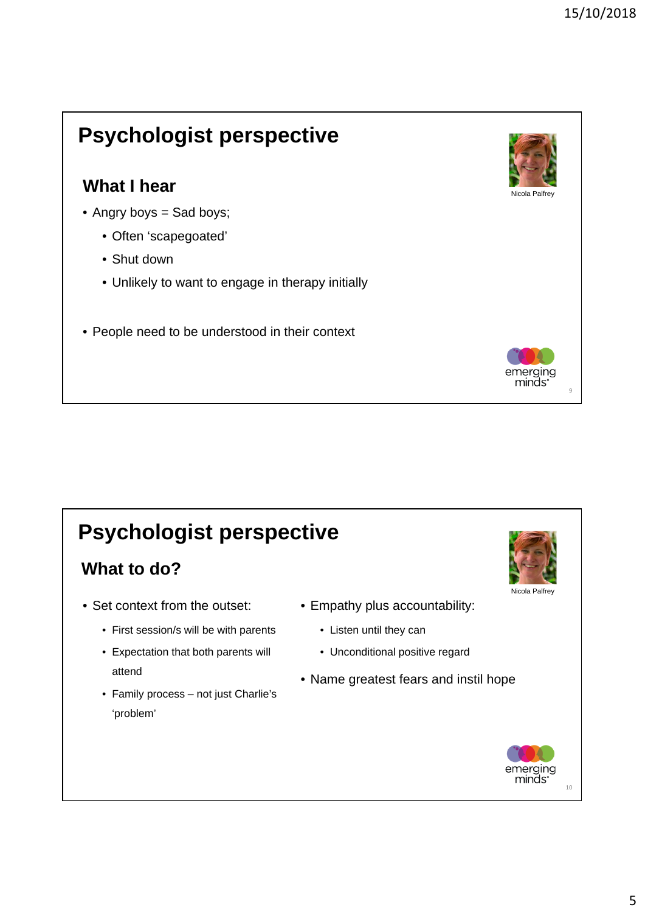# Psychologist perspective

## What I hear

Nicola Palfrey

- Angry boys = Sad boys;
  - Often 'scapegoated'
  - Shut down
  - Unlikely to want to engage in therapy initially
- People need to be understood in their context

emerging minds

# Psychologist perspective

## What to do?

Nicola Palfrey

- Set context from the outset:
  - First session/s will be with parents
  - Expectation that both parents will attend
  - Family process – not just Charlie's 'problem'
- Empathy plus accountability:
  - Listen until they can
  - Unconditional positive regard
- Name greatest fears and instil hope

emerging minds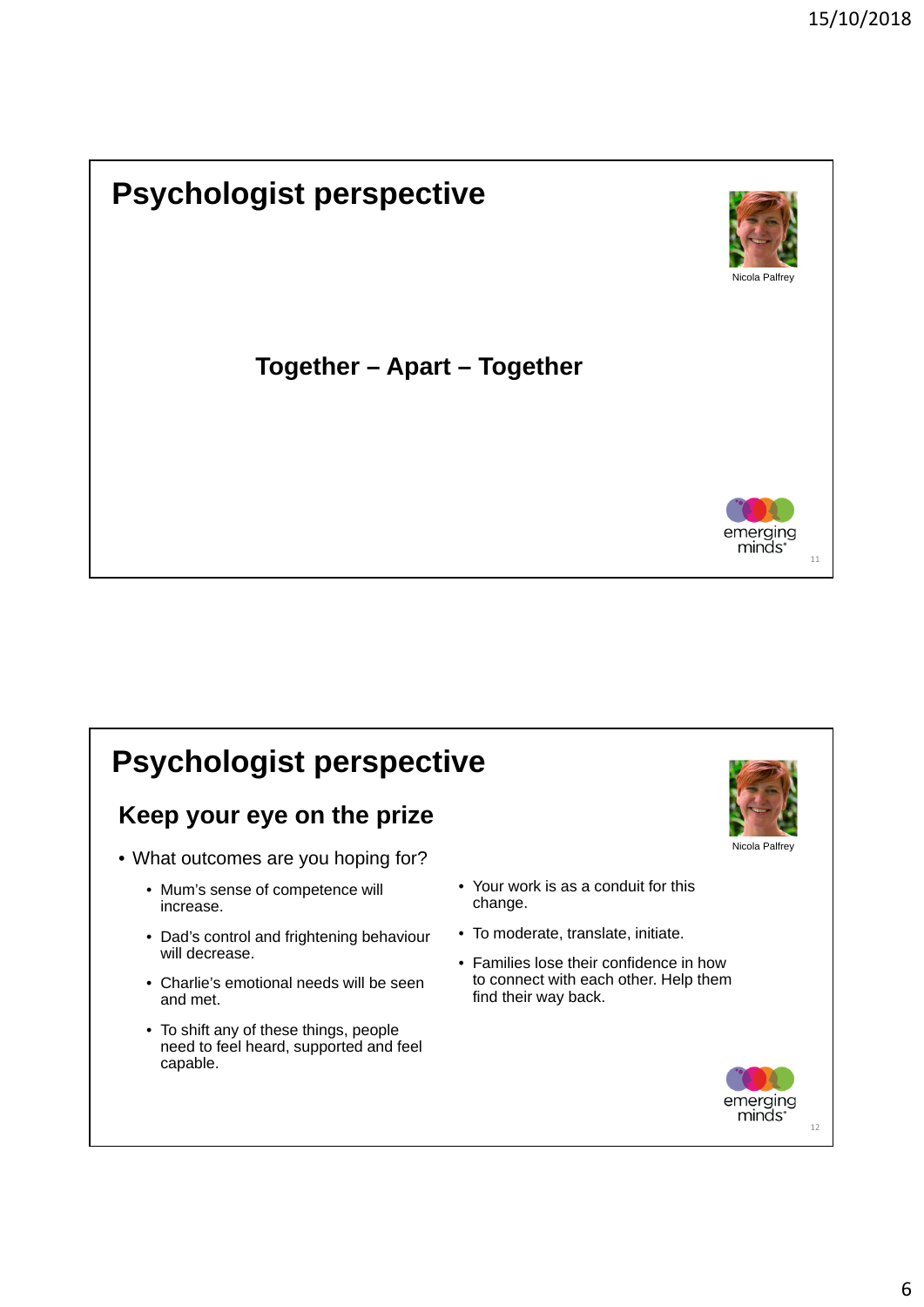# Psychologist perspective

Nicola Palfrey

**Together – Apart – Together**

emerging minds

# Psychologist perspective

Nicola Palfrey

## Keep your eye on the prize

- What outcomes are you hoping for?
  - Mum's sense of competence will increase.
  - Dad's control and frightening behaviour will decrease.
  - Charlie's emotional needs will be seen and met.
  - To shift any of these things, people need to feel heard, supported and feel capable.

- Your work is as a conduit for this change.
- To moderate, translate, initiate.
- Families lose their confidence in how to connect with each other. Help them find their way back.

emerging minds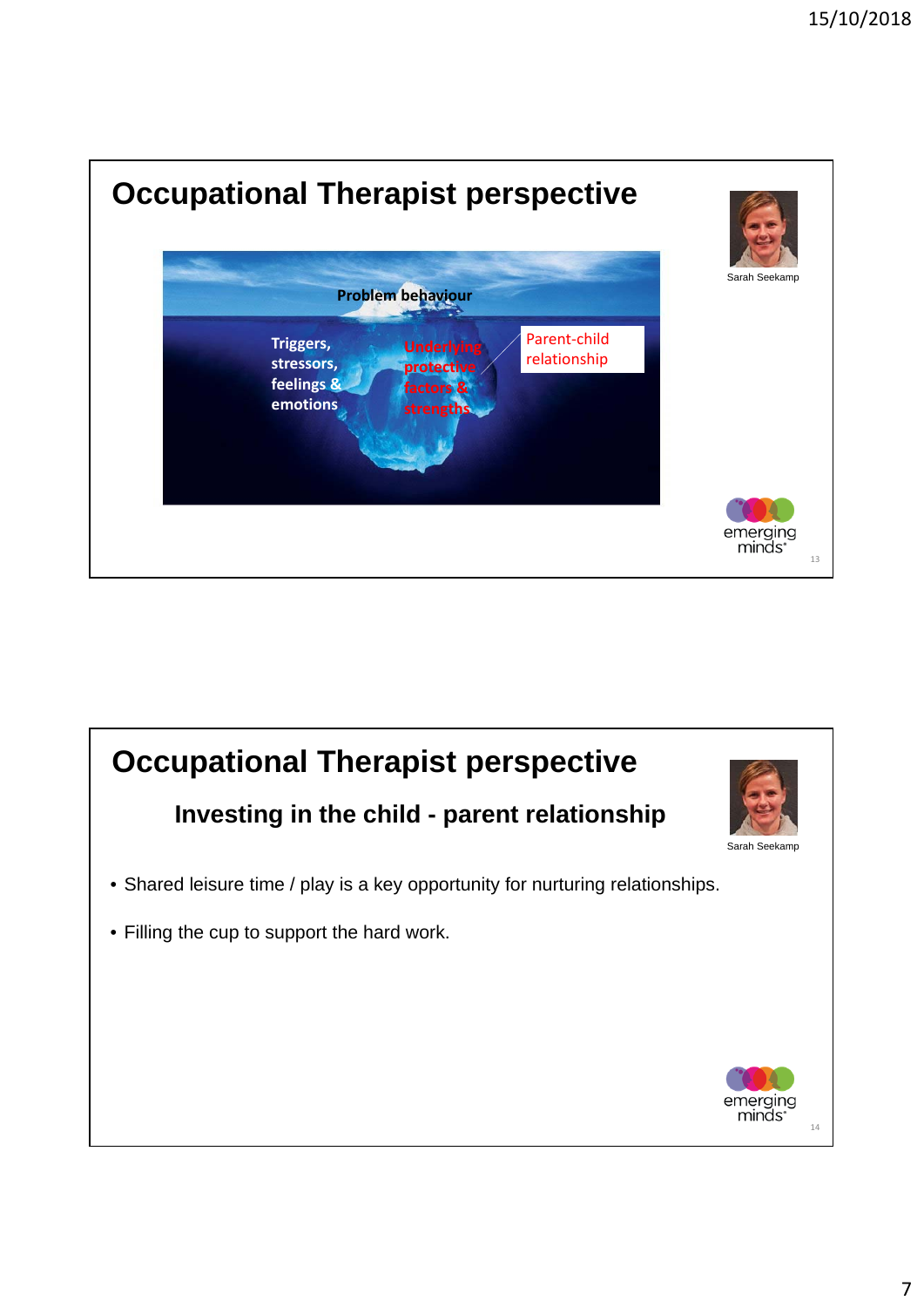## Occupational Therapist perspective

Problem behaviour

Triggers, stressors, feelings & emotions

Underlying protective factors & strengths

Parent-child relationship

Sarah Seekamp

emerging minds.

## Occupational Therapist perspective

### Investing in the child - parent relationship

Sarah Seekamp

- Shared leisure time / play is a key opportunity for nurturing relationships.
- Filling the cup to support the hard work.

emerging minds.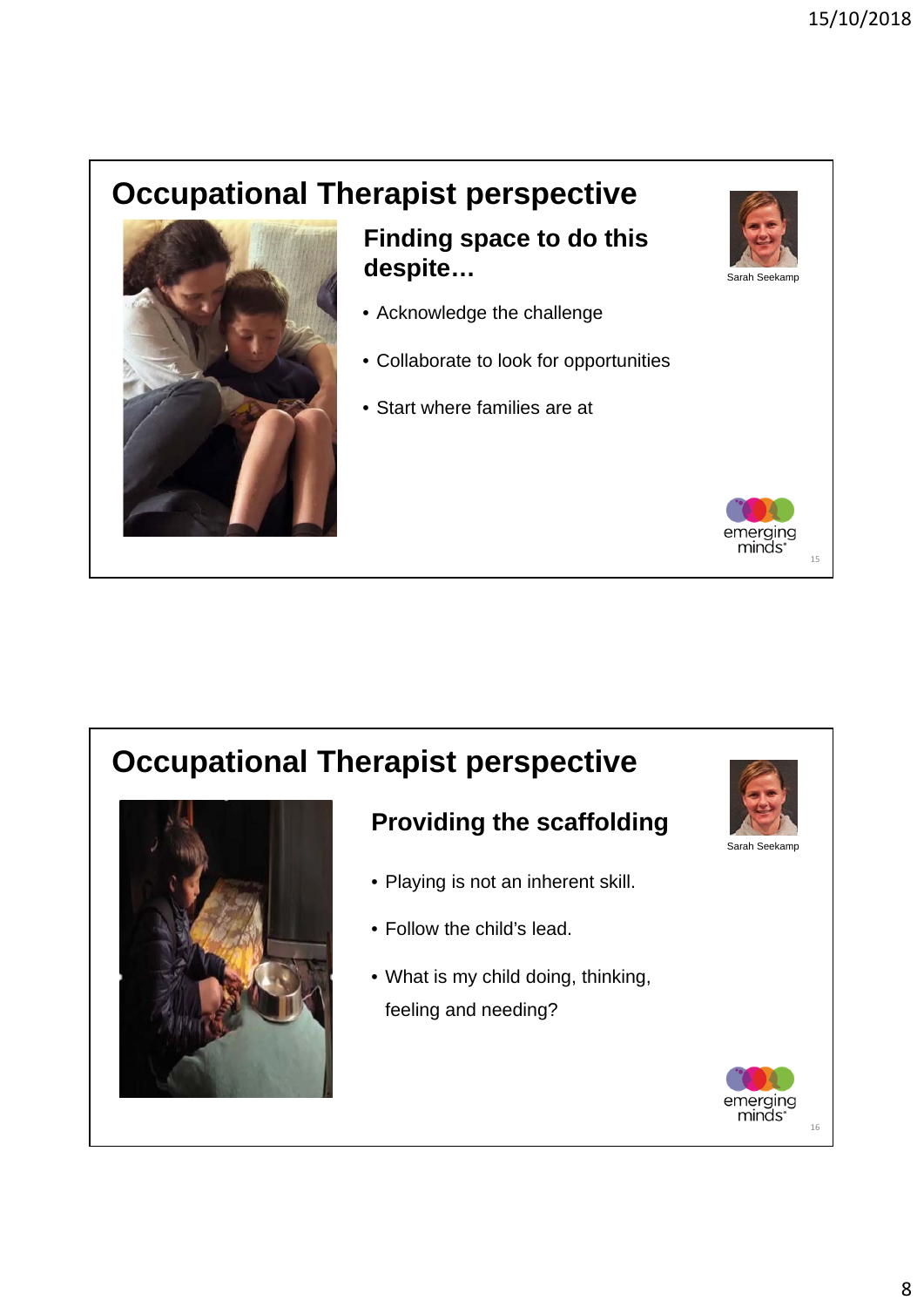## Occupational Therapist perspective

### Finding space to do this despite…

Sarah Seekamp

- Acknowledge the challenge
- Collaborate to look for opportunities
- Start where families are at

emerging minds.

## Occupational Therapist perspective

### Providing the scaffolding

Sarah Seekamp

- Playing is not an inherent skill.
- Follow the child's lead.
- What is my child doing, thinking, feeling and needing?

emerging minds.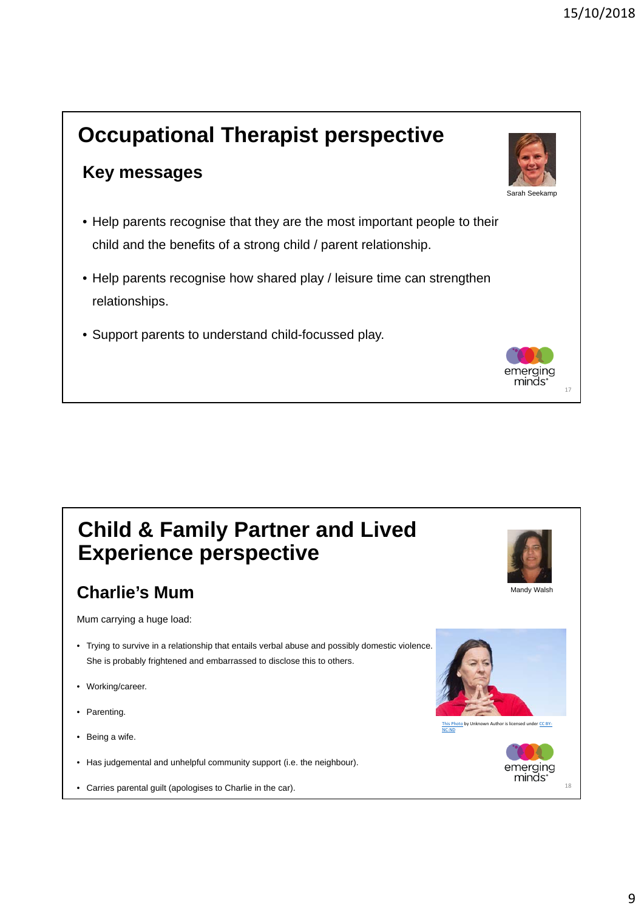# Occupational Therapist perspective

## Key messages

Sarah Seekamp

- Help parents recognise that they are the most important people to their child and the benefits of a strong child / parent relationship.
- Help parents recognise how shared play / leisure time can strengthen relationships.
- Support parents to understand child-focussed play.

emerging minds.

# Child & Family Partner and Lived Experience perspective

Mandy Walsh

## Charlie's Mum

Mum carrying a huge load:

- Trying to survive in a relationship that entails verbal abuse and possibly domestic violence. She is probably frightened and embarrassed to disclose this to others.
- Working/career.
- Parenting.
- Being a wife.
- Has judgemental and unhelpful community support (i.e. the neighbour).
- Carries parental guilt (apologises to Charlie in the car).

This Photo by Unknown Author is licensed under CC BY-NC-ND

emerging minds.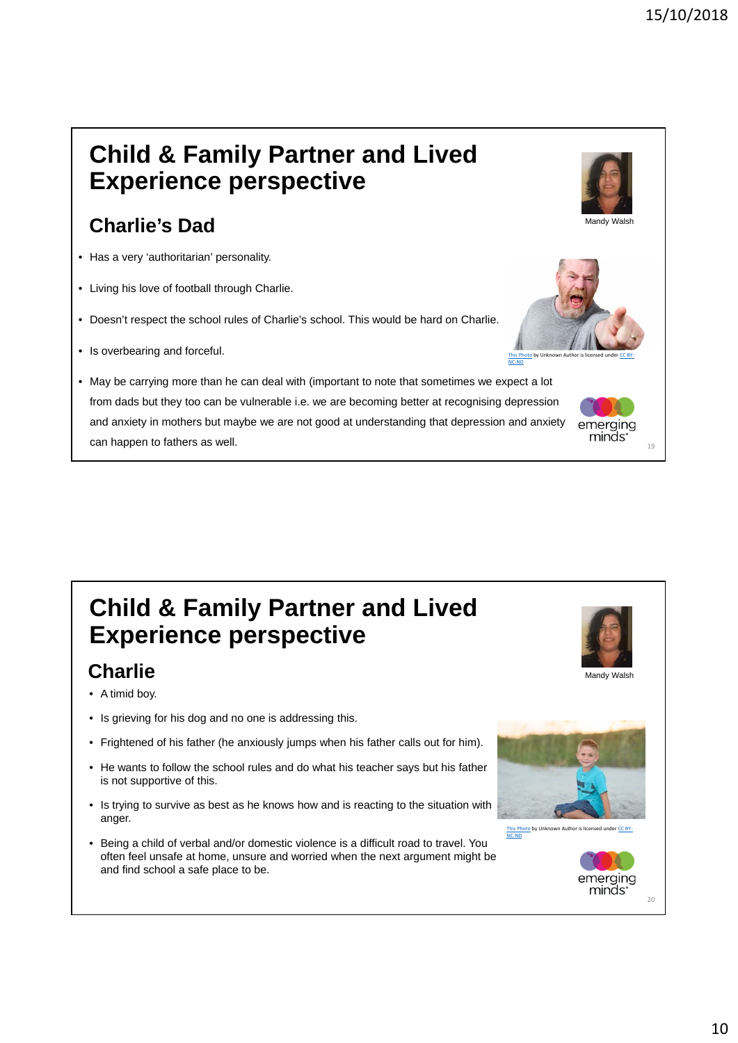# Child & Family Partner and Lived Experience perspective

Mandy Walsh

## Charlie's Dad

- Has a very 'authoritarian' personality.
- Living his love of football through Charlie.
- Doesn't respect the school rules of Charlie's school. This would be hard on Charlie.
- Is overbearing and forceful.
- May be carrying more than he can deal with (important to note that sometimes we expect a lot from dads but they too can be vulnerable i.e. we are becoming better at recognising depression and anxiety in mothers but maybe we are not good at understanding that depression and anxiety can happen to fathers as well.

This Photo by Unknown Author is licensed under CC BY-NC-ND

emerging minds

# Child & Family Partner and Lived Experience perspective

Mandy Walsh

## Charlie

- A timid boy.
- Is grieving for his dog and no one is addressing this.
- Frightened of his father (he anxiously jumps when his father calls out for him).
- He wants to follow the school rules and do what his teacher says but his father is not supportive of this.
- Is trying to survive as best as he knows how and is reacting to the situation with anger.
- Being a child of verbal and/or domestic violence is a difficult road to travel. You often feel unsafe at home, unsure and worried when the next argument might be and find school a safe place to be.

This Photo by Unknown Author is licensed under CC BY-NC-ND

emerging minds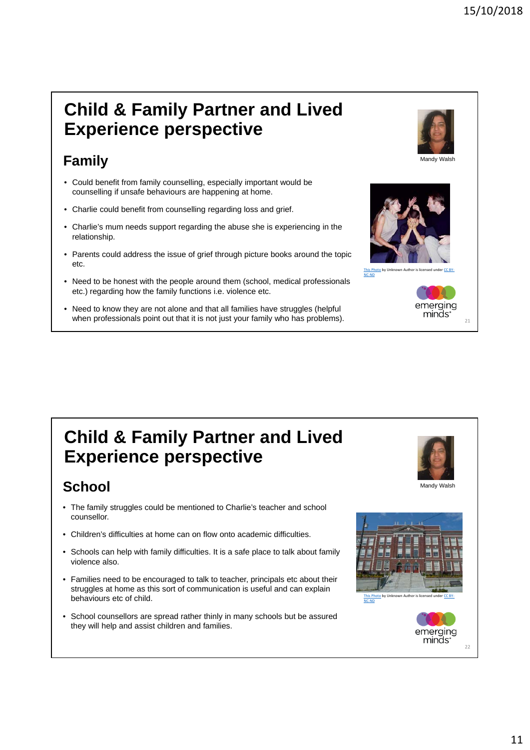# Child & Family Partner and Lived Experience perspective

Mandy Walsh

## Family

- Could benefit from family counselling, especially important would be counselling if unsafe behaviours are happening at home.
- Charlie could benefit from counselling regarding loss and grief.
- Charlie's mum needs support regarding the abuse she is experiencing in the relationship.
- Parents could address the issue of grief through picture books around the topic etc.
- Need to be honest with the people around them (school, medical professionals etc.) regarding how the family functions i.e. violence etc.
- Need to know they are not alone and that all families have struggles (helpful when professionals point out that it is not just your family who has problems).

This Photo by Unknown Author is licensed under CC BY-NC-ND

emerging minds.

# Child & Family Partner and Lived Experience perspective

Mandy Walsh

## School

- The family struggles could be mentioned to Charlie's teacher and school counsellor.
- Children's difficulties at home can on flow onto academic difficulties.
- Schools can help with family difficulties. It is a safe place to talk about family violence also.
- Families need to be encouraged to talk to teacher, principals etc about their struggles at home as this sort of communication is useful and can explain behaviours etc of child.
- School counsellors are spread rather thinly in many schools but be assured they will help and assist children and families.

This Photo by Unknown Author is licensed under CC BY-NC-ND

emerging minds.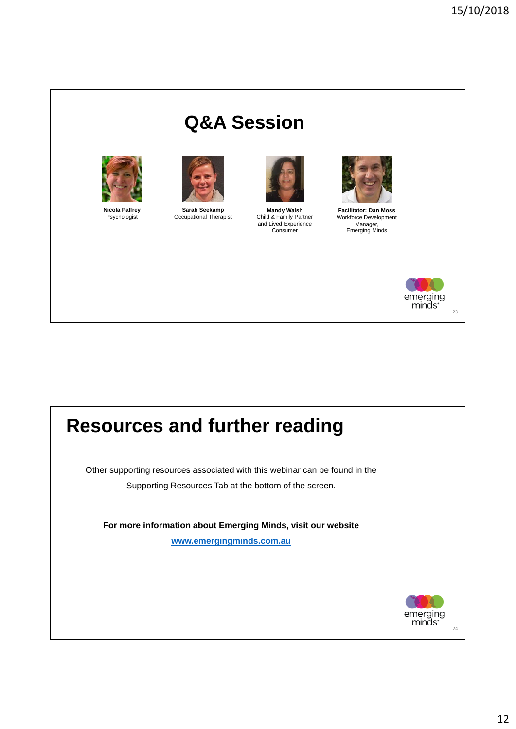# Q&A Session

**Nicola Palfrey**
Psychologist

**Sarah Seekamp**
Occupational Therapist

**Mandy Walsh**
Child & Family Partner and Lived Experience Consumer

**Facilitator: Dan Moss**
Workforce Development Manager, Emerging Minds

# Resources and further reading

Other supporting resources associated with this webinar can be found in the Supporting Resources Tab at the bottom of the screen.

**For more information about Emerging Minds, visit our website**

**www.emergingminds.com.au**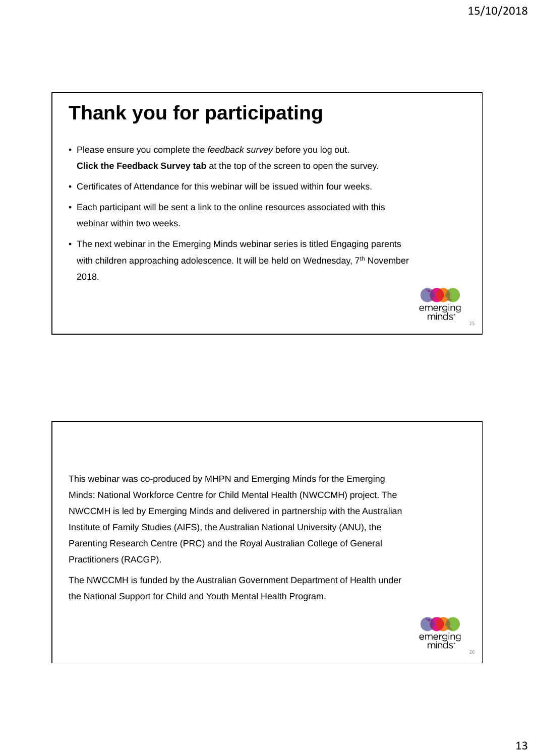# Thank you for participating

- Please ensure you complete the *feedback survey* before you log out.
  **Click the Feedback Survey tab** at the top of the screen to open the survey.
- Certificates of Attendance for this webinar will be issued within four weeks.
- Each participant will be sent a link to the online resources associated with this webinar within two weeks.
- The next webinar in the Emerging Minds webinar series is titled Engaging parents with children approaching adolescence. It will be held on Wednesday, 7th November 2018.

emerging minds.

This webinar was co-produced by MHPN and Emerging Minds for the Emerging Minds: National Workforce Centre for Child Mental Health (NWCCMH) project. The NWCCMH is led by Emerging Minds and delivered in partnership with the Australian Institute of Family Studies (AIFS), the Australian National University (ANU), the Parenting Research Centre (PRC) and the Royal Australian College of General Practitioners (RACGP).

The NWCCMH is funded by the Australian Government Department of Health under the National Support for Child and Youth Mental Health Program.

emerging minds.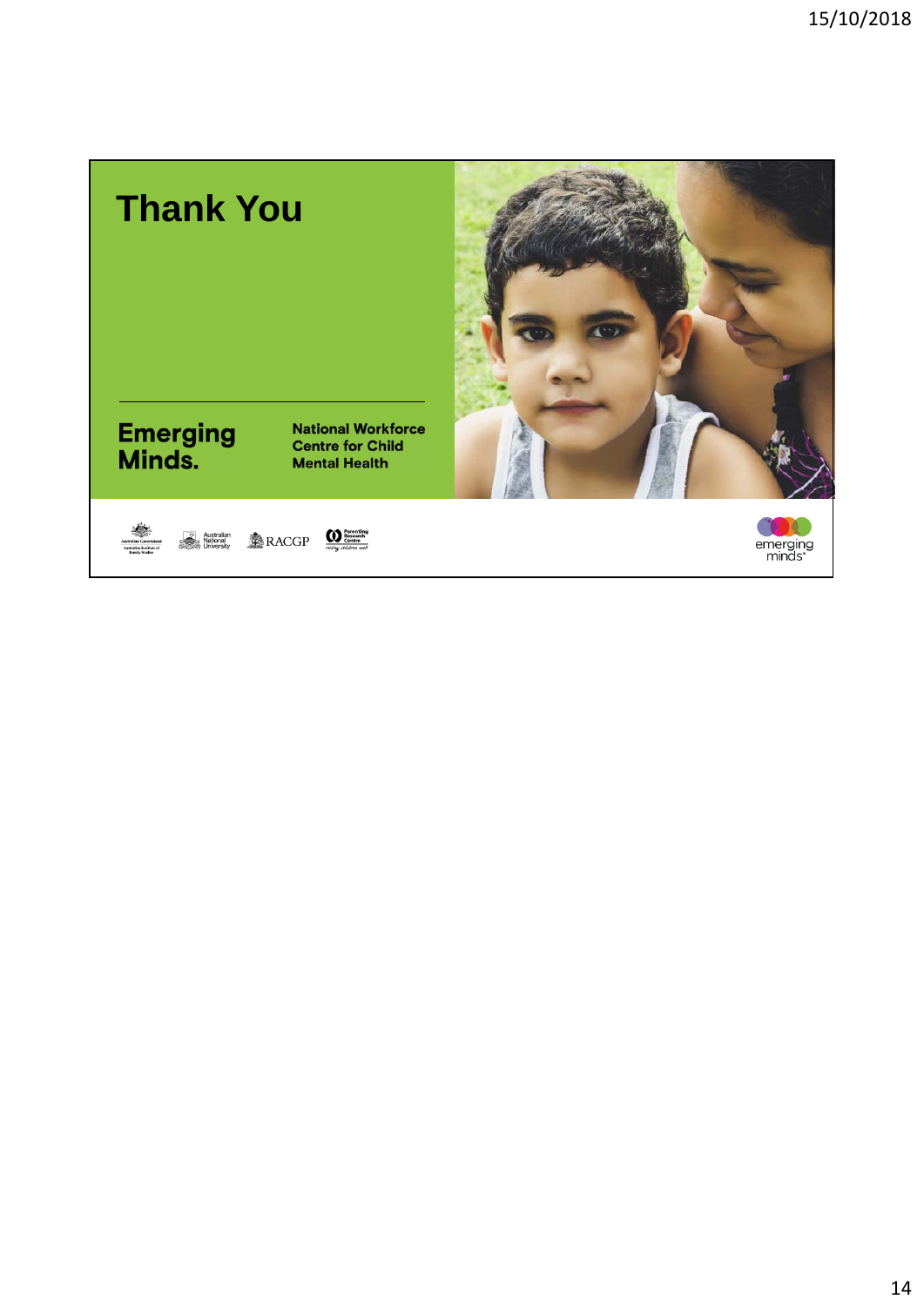# Thank You

**Emerging Minds.**

**National Workforce Centre for Child Mental Health**